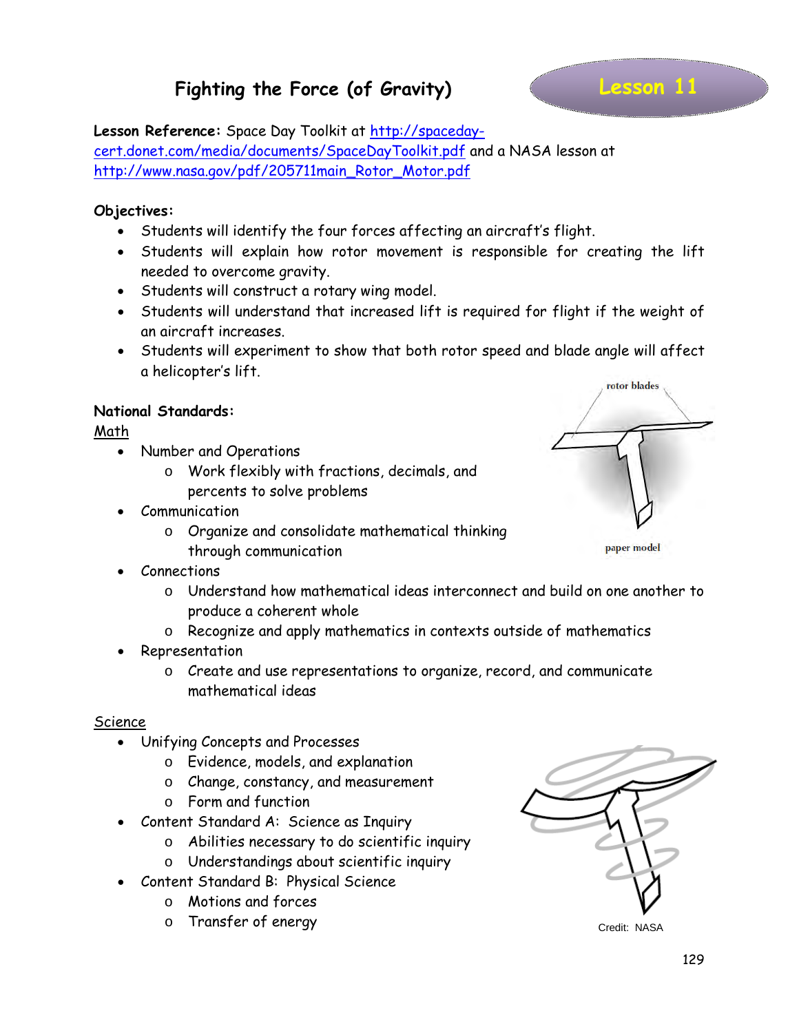# Fighting the Force (of Gravity)

**Lesson 11**

**Lesson Reference:** Space Day Toolkit at http://spaceday-cert.donet.com/media/documents/SpaceDayToolkit.pdf and a NASA lesson at http://www.nasa.gov/pdf/205711main_Rotor_Motor.pdf

**Objectives:**

- Students will identify the four forces affecting an aircraft's flight.
- Students will explain how rotor movement is responsible for creating the lift needed to overcome gravity.
- Students will construct a rotary wing model.
- Students will understand that increased lift is required for flight if the weight of an aircraft increases.
- Students will experiment to show that both rotor speed and blade angle will affect a helicopter's lift.

rotor blades

paper model

**National Standards:**

Math

- Number and Operations
  - o Work flexibly with fractions, decimals, and percents to solve problems
- Communication
  - o Organize and consolidate mathematical thinking through communication
- Connections
  - o Understand how mathematical ideas interconnect and build on one another to produce a coherent whole
  - o Recognize and apply mathematics in contexts outside of mathematics
- Representation
  - o Create and use representations to organize, record, and communicate mathematical ideas

Science

- Unifying Concepts and Processes
  - o Evidence, models, and explanation
  - o Change, constancy, and measurement
  - o Form and function
- Content Standard A: Science as Inquiry
  - o Abilities necessary to do scientific inquiry
  - o Understandings about scientific inquiry
- Content Standard B: Physical Science
  - o Motions and forces
  - o Transfer of energy

Credit: NASA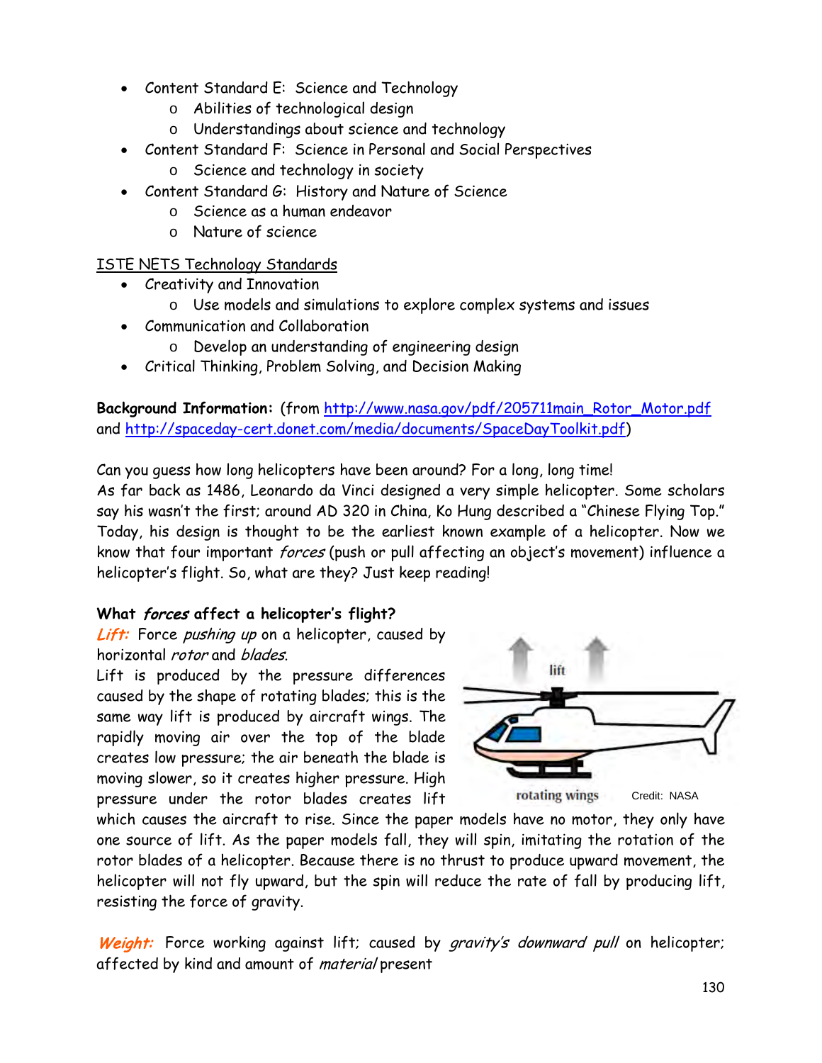- Content Standard E: Science and Technology
  - Abilities of technological design
  - Understandings about science and technology
- Content Standard F: Science in Personal and Social Perspectives
  - Science and technology in society
- Content Standard G: History and Nature of Science
  - Science as a human endeavor
  - Nature of science

ISTE NETS Technology Standards

- Creativity and Innovation
  - Use models and simulations to explore complex systems and issues
- Communication and Collaboration
  - Develop an understanding of engineering design
- Critical Thinking, Problem Solving, and Decision Making

**Background Information:** (from http://www.nasa.gov/pdf/205711main_Rotor_Motor.pdf and http://spaceday-cert.donet.com/media/documents/SpaceDayToolkit.pdf)

Can you guess how long helicopters have been around? For a long, long time! As far back as 1486, Leonardo da Vinci designed a very simple helicopter. Some scholars say his wasn't the first; around AD 320 in China, Ko Hung described a "Chinese Flying Top." Today, his design is thought to be the earliest known example of a helicopter. Now we know that four important *forces* (push or pull affecting an object's movement) influence a helicopter's flight. So, what are they? Just keep reading!

**What *forces* affect a helicopter's flight?**

***Lift:*** Force *pushing up* on a helicopter, caused by horizontal *rotor* and *blades*.

Lift is produced by the pressure differences caused by the shape of rotating blades; this is the same way lift is produced by aircraft wings. The rapidly moving air over the top of the blade creates low pressure; the air beneath the blade is moving slower, so it creates higher pressure. High pressure under the rotor blades creates lift which causes the aircraft to rise. Since the paper models have no motor, they only have one source of lift. As the paper models fall, they will spin, imitating the rotation of the rotor blades of a helicopter. Because there is no thrust to produce upward movement, the helicopter will not fly upward, but the spin will reduce the rate of fall by producing lift, resisting the force of gravity.

lift

rotating wings Credit: NASA

***Weight:*** Force working against lift; caused by *gravity's downward pull* on helicopter; affected by kind and amount of *material* present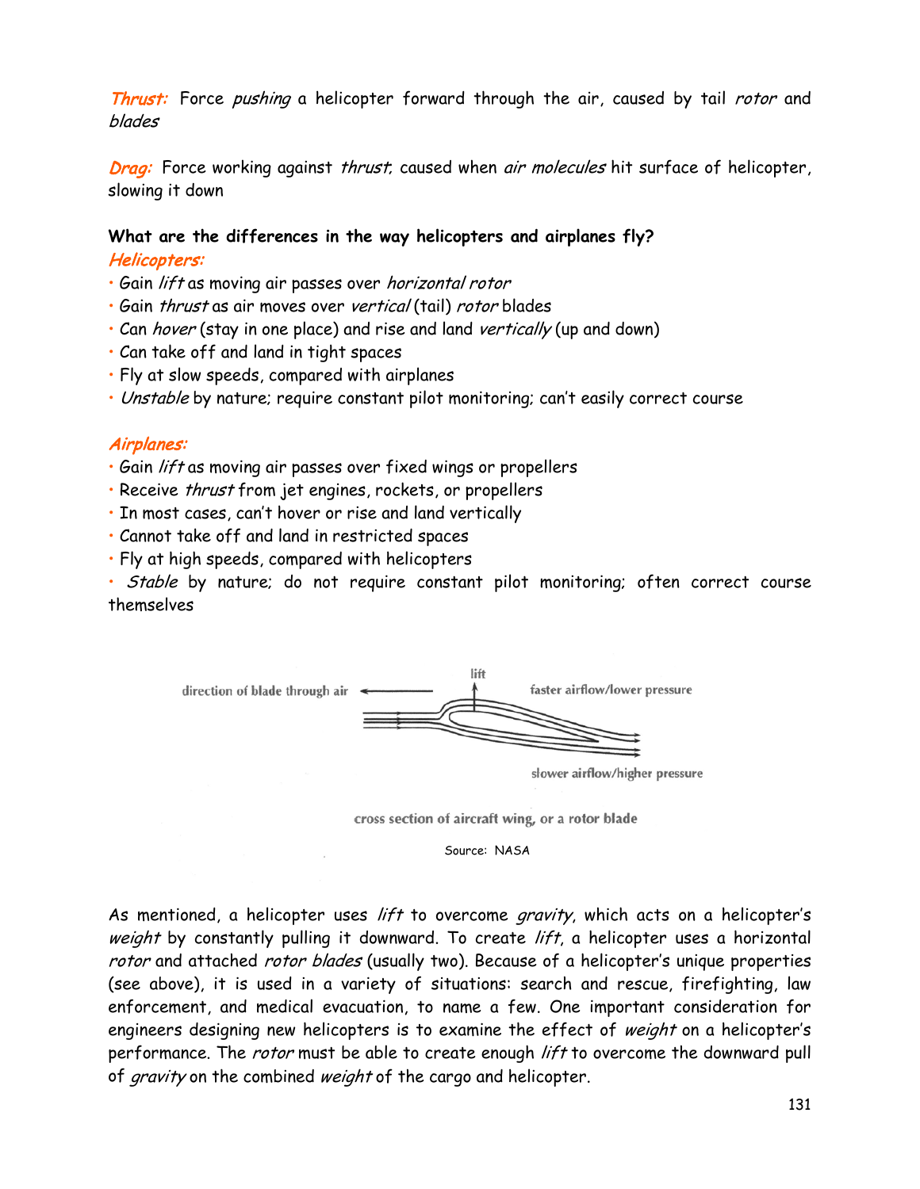***Thrust:*** Force *pushing* a helicopter forward through the air, caused by tail *rotor* and *blades*

***Drag:*** Force working against *thrust*, caused when *air molecules* hit surface of helicopter, slowing it down

**What are the differences in the way helicopters and airplanes fly?**

***Helicopters:***

- Gain *lift* as moving air passes over *horizontal rotor*
- Gain *thrust* as air moves over *vertical* (tail) *rotor* blades
- Can *hover* (stay in one place) and rise and land *vertically* (up and down)
- Can take off and land in tight spaces
- Fly at slow speeds, compared with airplanes
- *Unstable* by nature; require constant pilot monitoring; can't easily correct course

***Airplanes:***

- Gain *lift* as moving air passes over fixed wings or propellers
- Receive *thrust* from jet engines, rockets, or propellers
- In most cases, can't hover or rise and land vertically
- Cannot take off and land in restricted spaces
- Fly at high speeds, compared with helicopters
- *Stable* by nature; do not require constant pilot monitoring; often correct course themselves

direction of blade through air — lift — faster airflow/lower pressure — slower airflow/higher pressure

cross section of aircraft wing, or a rotor blade

Source: NASA

As mentioned, a helicopter uses *lift* to overcome *gravity*, which acts on a helicopter's *weight* by constantly pulling it downward. To create *lift*, a helicopter uses a horizontal *rotor* and attached *rotor blades* (usually two). Because of a helicopter's unique properties (see above), it is used in a variety of situations: search and rescue, firefighting, law enforcement, and medical evacuation, to name a few. One important consideration for engineers designing new helicopters is to examine the effect of *weight* on a helicopter's performance. The *rotor* must be able to create enough *lift* to overcome the downward pull of *gravity* on the combined *weight* of the cargo and helicopter.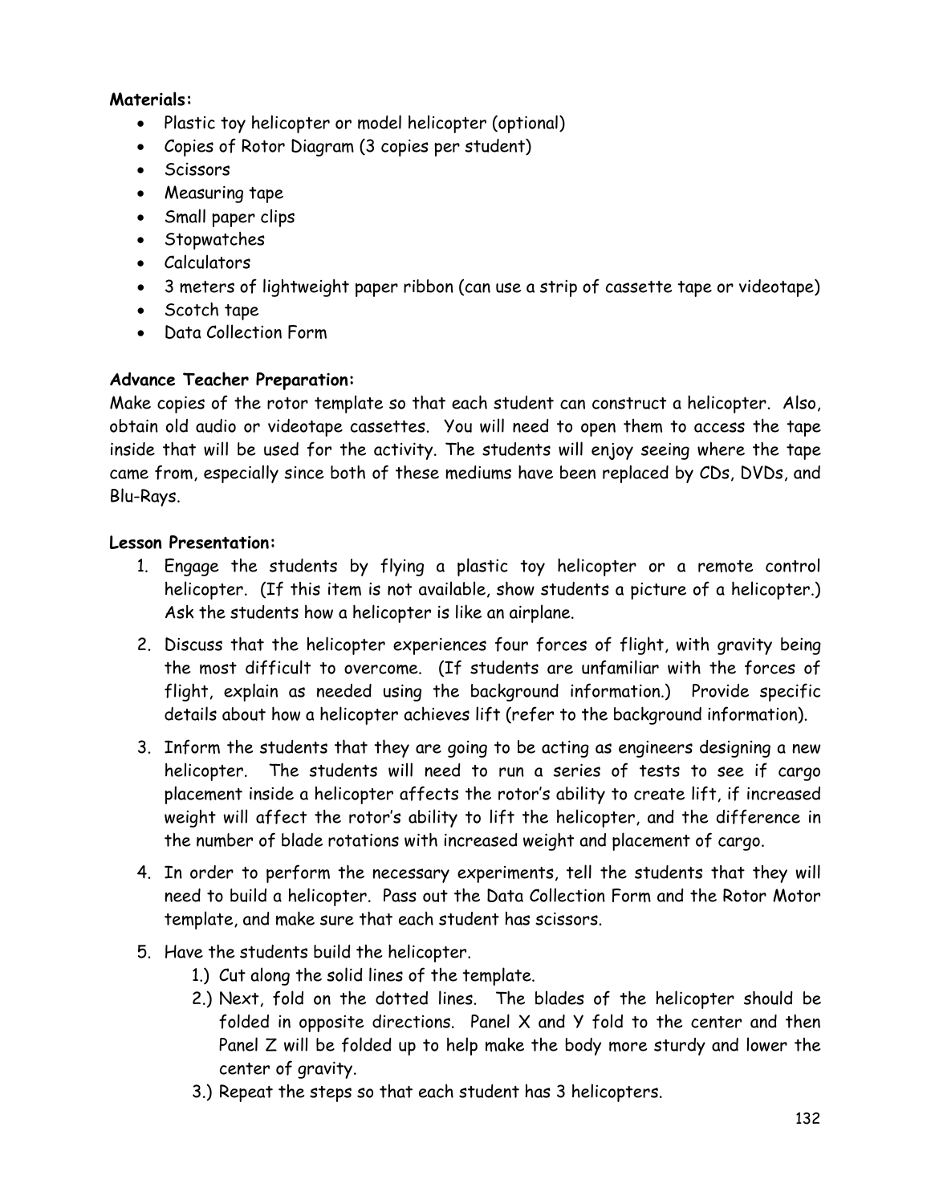**Materials:**

- Plastic toy helicopter or model helicopter (optional)
- Copies of Rotor Diagram (3 copies per student)
- Scissors
- Measuring tape
- Small paper clips
- Stopwatches
- Calculators
- 3 meters of lightweight paper ribbon (can use a strip of cassette tape or videotape)
- Scotch tape
- Data Collection Form

**Advance Teacher Preparation:**

Make copies of the rotor template so that each student can construct a helicopter. Also, obtain old audio or videotape cassettes. You will need to open them to access the tape inside that will be used for the activity. The students will enjoy seeing where the tape came from, especially since both of these mediums have been replaced by CDs, DVDs, and Blu-Rays.

**Lesson Presentation:**

1. Engage the students by flying a plastic toy helicopter or a remote control helicopter. (If this item is not available, show students a picture of a helicopter.) Ask the students how a helicopter is like an airplane.
2. Discuss that the helicopter experiences four forces of flight, with gravity being the most difficult to overcome. (If students are unfamiliar with the forces of flight, explain as needed using the background information.) Provide specific details about how a helicopter achieves lift (refer to the background information).
3. Inform the students that they are going to be acting as engineers designing a new helicopter. The students will need to run a series of tests to see if cargo placement inside a helicopter affects the rotor's ability to create lift, if increased weight will affect the rotor's ability to lift the helicopter, and the difference in the number of blade rotations with increased weight and placement of cargo.
4. In order to perform the necessary experiments, tell the students that they will need to build a helicopter. Pass out the Data Collection Form and the Rotor Motor template, and make sure that each student has scissors.
5. Have the students build the helicopter.
    1.) Cut along the solid lines of the template.
    2.) Next, fold on the dotted lines. The blades of the helicopter should be folded in opposite directions. Panel X and Y fold to the center and then Panel Z will be folded up to help make the body more sturdy and lower the center of gravity.
    3.) Repeat the steps so that each student has 3 helicopters.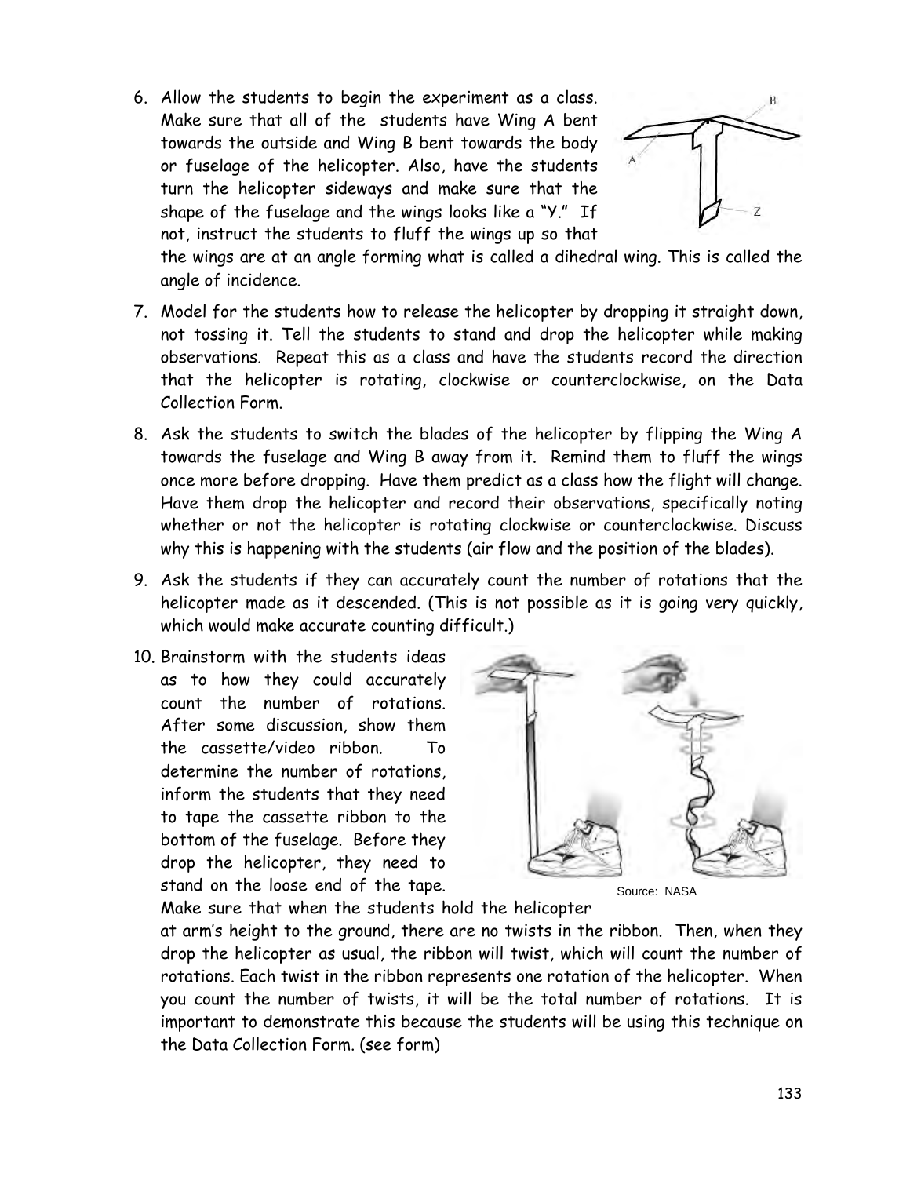6. Allow the students to begin the experiment as a class. Make sure that all of the students have Wing A bent towards the outside and Wing B bent towards the body or fuselage of the helicopter. Also, have the students turn the helicopter sideways and make sure that the shape of the fuselage and the wings looks like a "Y." If not, instruct the students to fluff the wings up so that the wings are at an angle forming what is called a dihedral wing. This is called the angle of incidence.

7. Model for the students how to release the helicopter by dropping it straight down, not tossing it. Tell the students to stand and drop the helicopter while making observations. Repeat this as a class and have the students record the direction that the helicopter is rotating, clockwise or counterclockwise, on the Data Collection Form.

8. Ask the students to switch the blades of the helicopter by flipping the Wing A towards the fuselage and Wing B away from it. Remind them to fluff the wings once more before dropping. Have them predict as a class how the flight will change. Have them drop the helicopter and record their observations, specifically noting whether or not the helicopter is rotating clockwise or counterclockwise. Discuss why this is happening with the students (air flow and the position of the blades).

9. Ask the students if they can accurately count the number of rotations that the helicopter made as it descended. (This is not possible as it is going very quickly, which would make accurate counting difficult.)

10. Brainstorm with the students ideas as to how they could accurately count the number of rotations. After some discussion, show them the cassette/video ribbon. To determine the number of rotations, inform the students that they need to tape the cassette ribbon to the bottom of the fuselage. Before they drop the helicopter, they need to stand on the loose end of the tape. Make sure that when the students hold the helicopter at arm's height to the ground, there are no twists in the ribbon. Then, when they drop the helicopter as usual, the ribbon will twist, which will count the number of rotations. Each twist in the ribbon represents one rotation of the helicopter. When you count the number of twists, it will be the total number of rotations. It is important to demonstrate this because the students will be using this technique on the Data Collection Form. (see form)

Source: NASA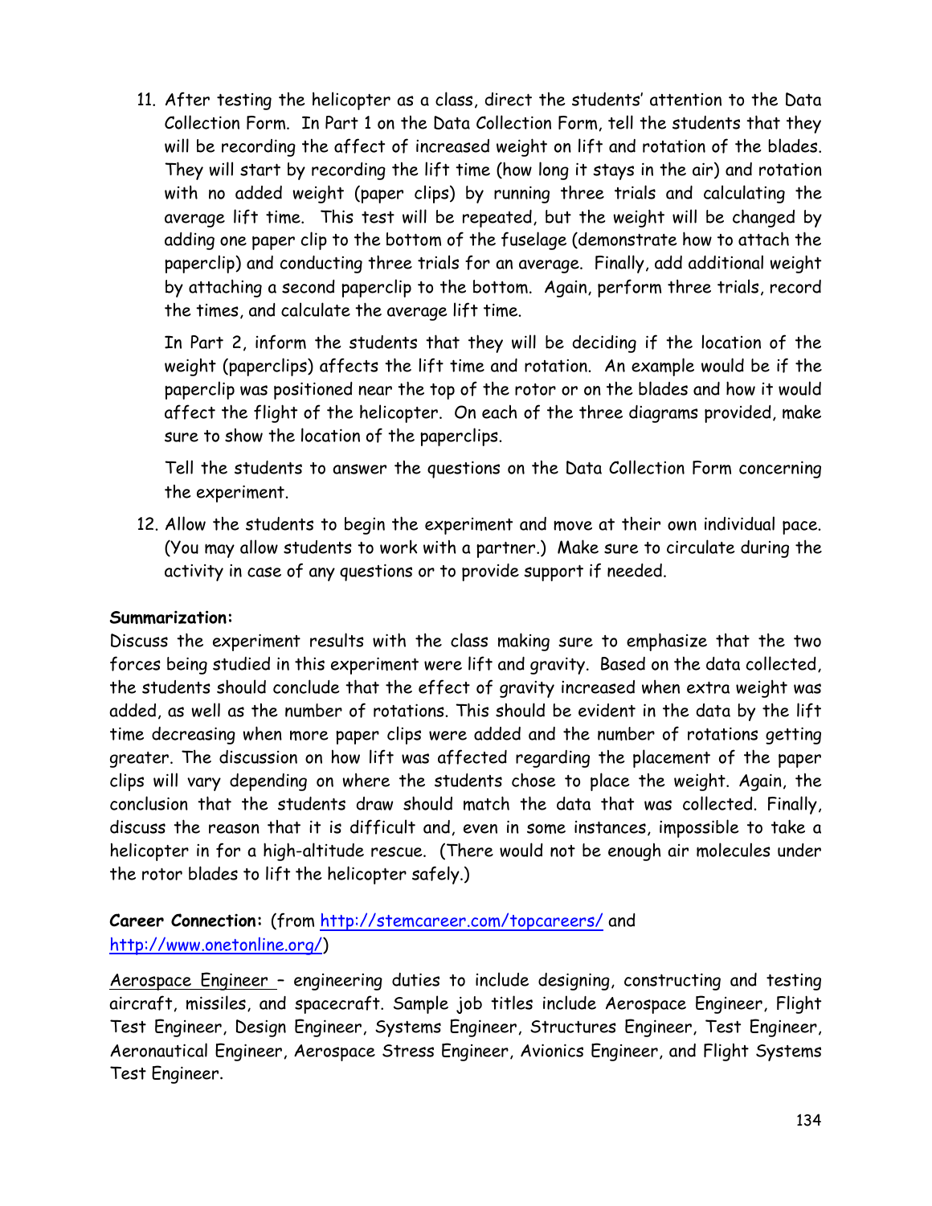11. After testing the helicopter as a class, direct the students' attention to the Data Collection Form. In Part 1 on the Data Collection Form, tell the students that they will be recording the affect of increased weight on lift and rotation of the blades. They will start by recording the lift time (how long it stays in the air) and rotation with no added weight (paper clips) by running three trials and calculating the average lift time. This test will be repeated, but the weight will be changed by adding one paper clip to the bottom of the fuselage (demonstrate how to attach the paperclip) and conducting three trials for an average. Finally, add additional weight by attaching a second paperclip to the bottom. Again, perform three trials, record the times, and calculate the average lift time.

    In Part 2, inform the students that they will be deciding if the location of the weight (paperclips) affects the lift time and rotation. An example would be if the paperclip was positioned near the top of the rotor or on the blades and how it would affect the flight of the helicopter. On each of the three diagrams provided, make sure to show the location of the paperclips.

    Tell the students to answer the questions on the Data Collection Form concerning the experiment.

12. Allow the students to begin the experiment and move at their own individual pace. (You may allow students to work with a partner.) Make sure to circulate during the activity in case of any questions or to provide support if needed.

**Summarization:**
Discuss the experiment results with the class making sure to emphasize that the two forces being studied in this experiment were lift and gravity. Based on the data collected, the students should conclude that the effect of gravity increased when extra weight was added, as well as the number of rotations. This should be evident in the data by the lift time decreasing when more paper clips were added and the number of rotations getting greater. The discussion on how lift was affected regarding the placement of the paper clips will vary depending on where the students chose to place the weight. Again, the conclusion that the students draw should match the data that was collected. Finally, discuss the reason that it is difficult and, even in some instances, impossible to take a helicopter in for a high-altitude rescue. (There would not be enough air molecules under the rotor blades to lift the helicopter safely.)

**Career Connection:** (from http://stemcareer.com/topcareers/ and http://www.onetonline.org/)

Aerospace Engineer – engineering duties to include designing, constructing and testing aircraft, missiles, and spacecraft. Sample job titles include Aerospace Engineer, Flight Test Engineer, Design Engineer, Systems Engineer, Structures Engineer, Test Engineer, Aeronautical Engineer, Aerospace Stress Engineer, Avionics Engineer, and Flight Systems Test Engineer.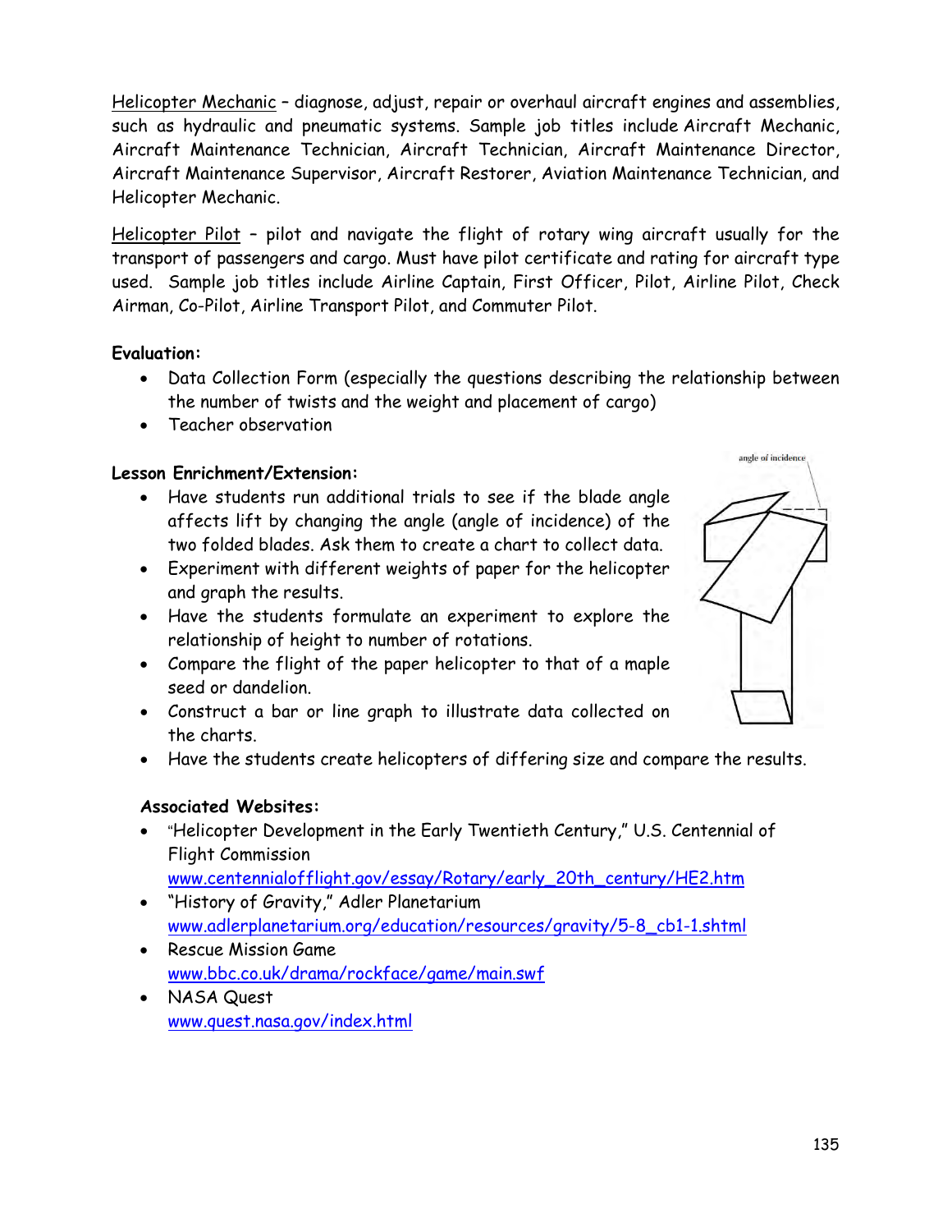Helicopter Mechanic – diagnose, adjust, repair or overhaul aircraft engines and assemblies, such as hydraulic and pneumatic systems. Sample job titles include Aircraft Mechanic, Aircraft Maintenance Technician, Aircraft Technician, Aircraft Maintenance Director, Aircraft Maintenance Supervisor, Aircraft Restorer, Aviation Maintenance Technician, and Helicopter Mechanic.

Helicopter Pilot – pilot and navigate the flight of rotary wing aircraft usually for the transport of passengers and cargo. Must have pilot certificate and rating for aircraft type used. Sample job titles include Airline Captain, First Officer, Pilot, Airline Pilot, Check Airman, Co-Pilot, Airline Transport Pilot, and Commuter Pilot.

**Evaluation:**

- Data Collection Form (especially the questions describing the relationship between the number of twists and the weight and placement of cargo)
- Teacher observation

**Lesson Enrichment/Extension:**

- Have students run additional trials to see if the blade angle affects lift by changing the angle (angle of incidence) of the two folded blades. Ask them to create a chart to collect data.
- Experiment with different weights of paper for the helicopter and graph the results.
- Have the students formulate an experiment to explore the relationship of height to number of rotations.
- Compare the flight of the paper helicopter to that of a maple seed or dandelion.
- Construct a bar or line graph to illustrate data collected on the charts.
- Have the students create helicopters of differing size and compare the results.

angle of incidence

**Associated Websites:**

- "Helicopter Development in the Early Twentieth Century," U.S. Centennial of Flight Commission
  www.centennialofflight.gov/essay/Rotary/early_20th_century/HE2.htm
- "History of Gravity," Adler Planetarium
  www.adlerplanetarium.org/education/resources/gravity/5-8_cb1-1.shtml
- Rescue Mission Game
  www.bbc.co.uk/drama/rockface/game/main.swf
- NASA Quest
  www.quest.nasa.gov/index.html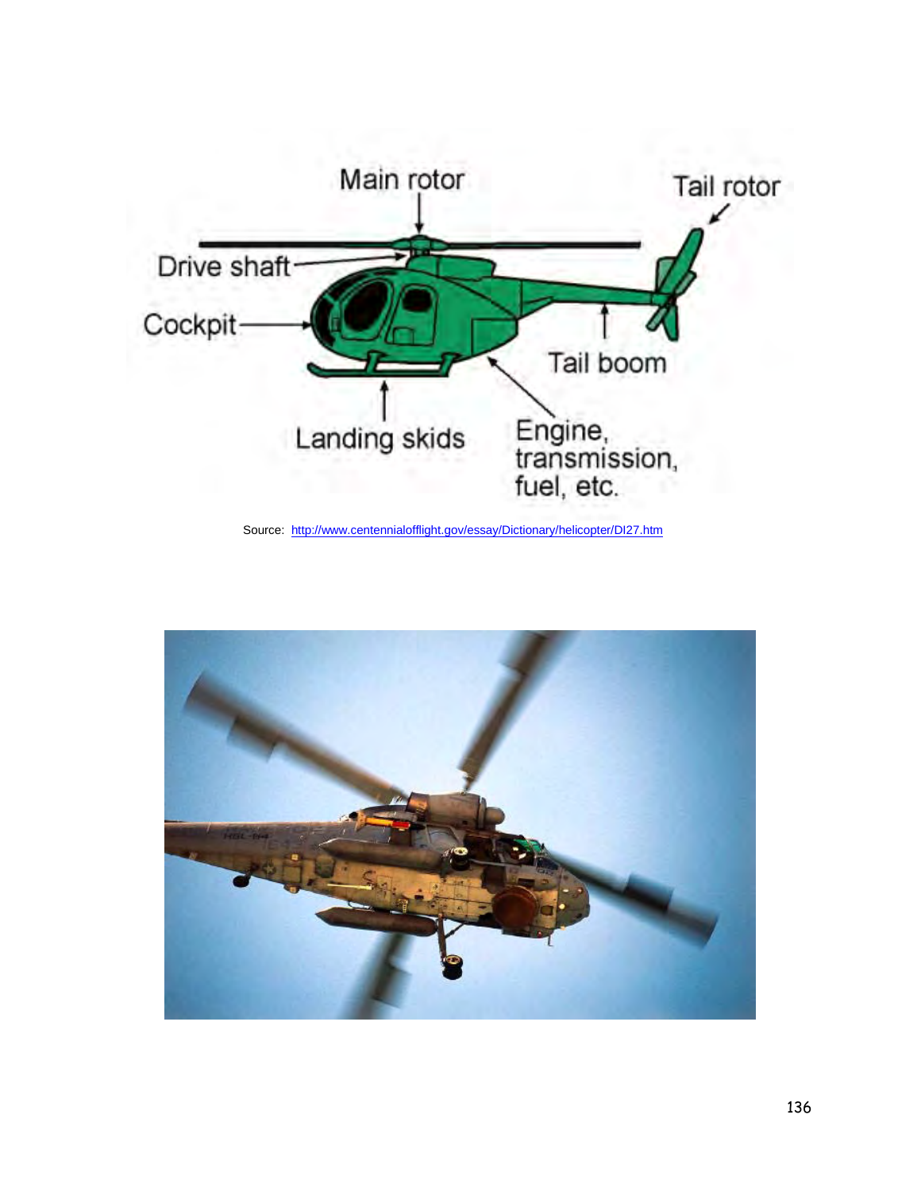Main rotor

Tail rotor

Drive shaft

Cockpit

Tail boom

Landing skids

Engine, transmission, fuel, etc.

Source: http://www.centennialofflight.gov/essay/Dictionary/helicopter/DI27.htm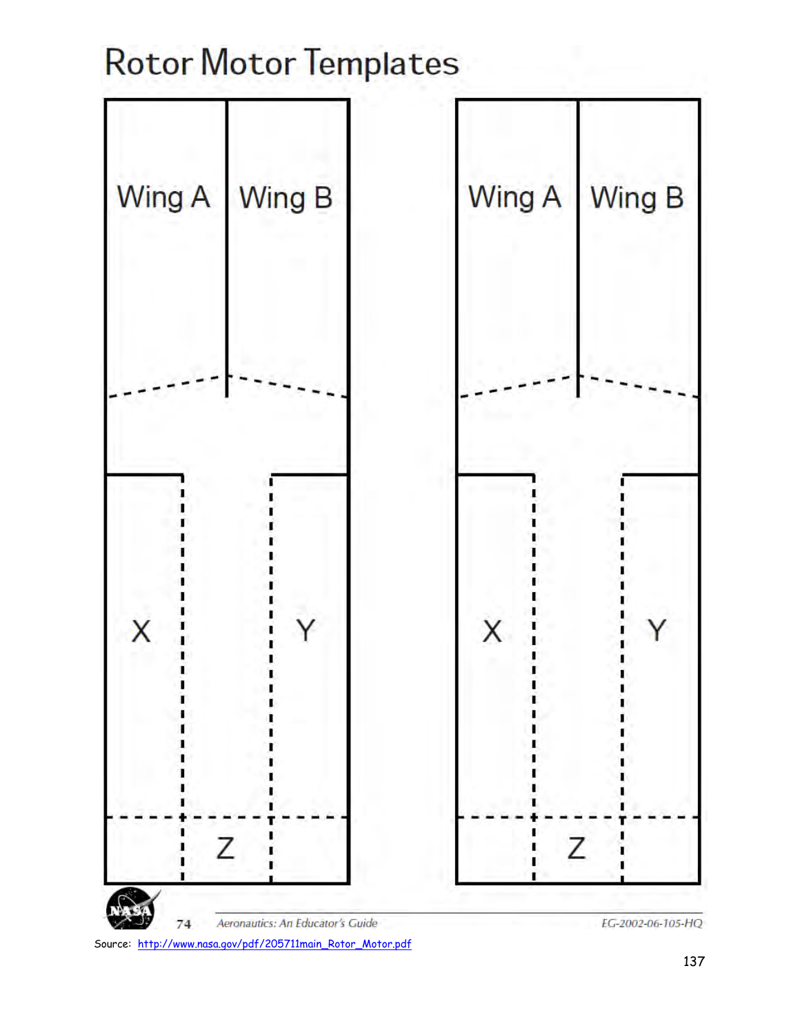# Rotor Motor Templates

Wing A Wing B

X Y

Z

Wing A Wing B

X Y

Z

Source: http://www.nasa.gov/pdf/205711main_Rotor_Motor.pdf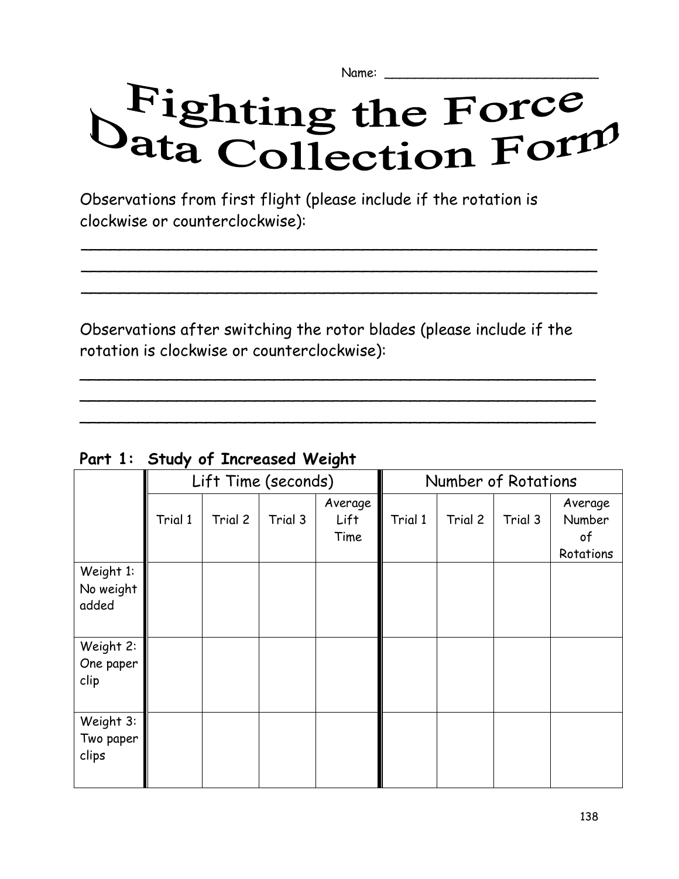Name: ___________________________

# Fighting the Force Data Collection Form

Observations from first flight (please include if the rotation is clockwise or counterclockwise):

______________________________________________________
______________________________________________________
______________________________________________________

Observations after switching the rotor blades (please include if the rotation is clockwise or counterclockwise):

______________________________________________________
______________________________________________________
______________________________________________________

**Part 1: Study of Increased Weight**

| | Lift Time (seconds) | | | | Number of Rotations | | | |
|---|---|---|---|---|---|---|---|---|
| | Trial 1 | Trial 2 | Trial 3 | Average Lift Time | Trial 1 | Trial 2 | Trial 3 | Average Number of Rotations |
| Weight 1: No weight added | | | | | | | | |
| Weight 2: One paper clip | | | | | | | | |
| Weight 3: Two paper clips | | | | | | | | |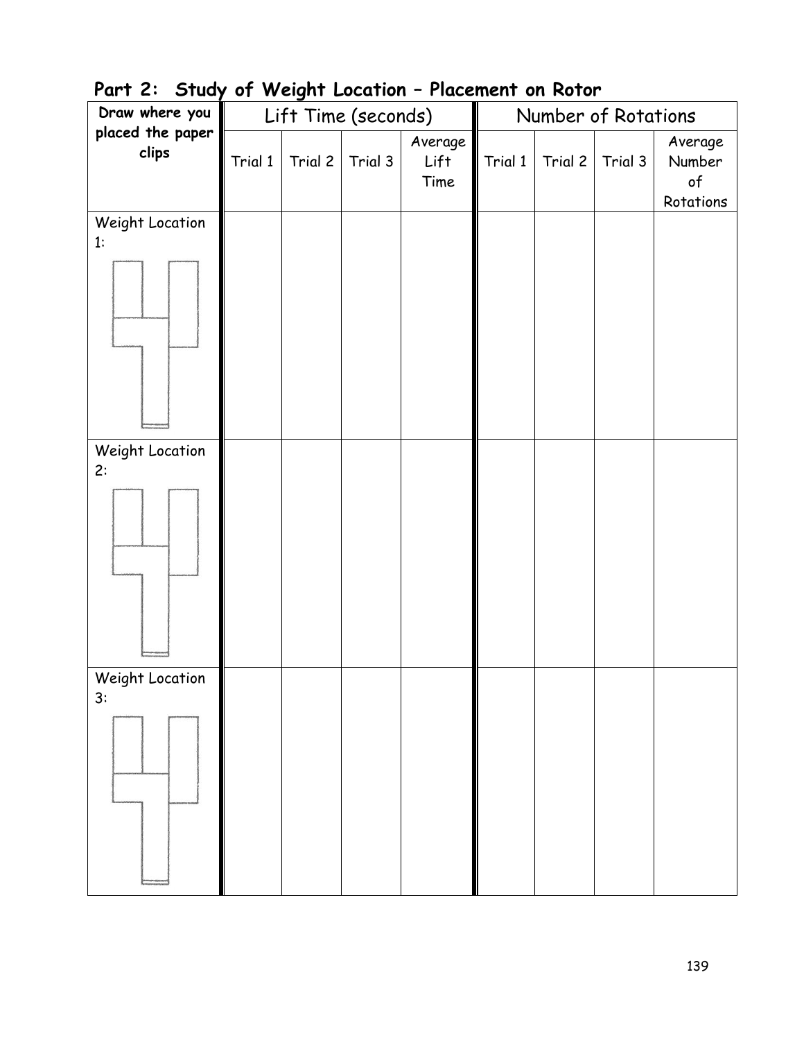## Part 2: Study of Weight Location – Placement on Rotor

| Draw where you placed the paper clips | Lift Time (seconds) | | | | Number of Rotations | | | |
|---|---|---|---|---|---|---|---|---|
| | Trial 1 | Trial 2 | Trial 3 | Average Lift Time | Trial 1 | Trial 2 | Trial 3 | Average Number of Rotations |
| Weight Location 1: | | | | | | | | |
| Weight Location 2: | | | | | | | | |
| Weight Location 3: | | | | | | | | |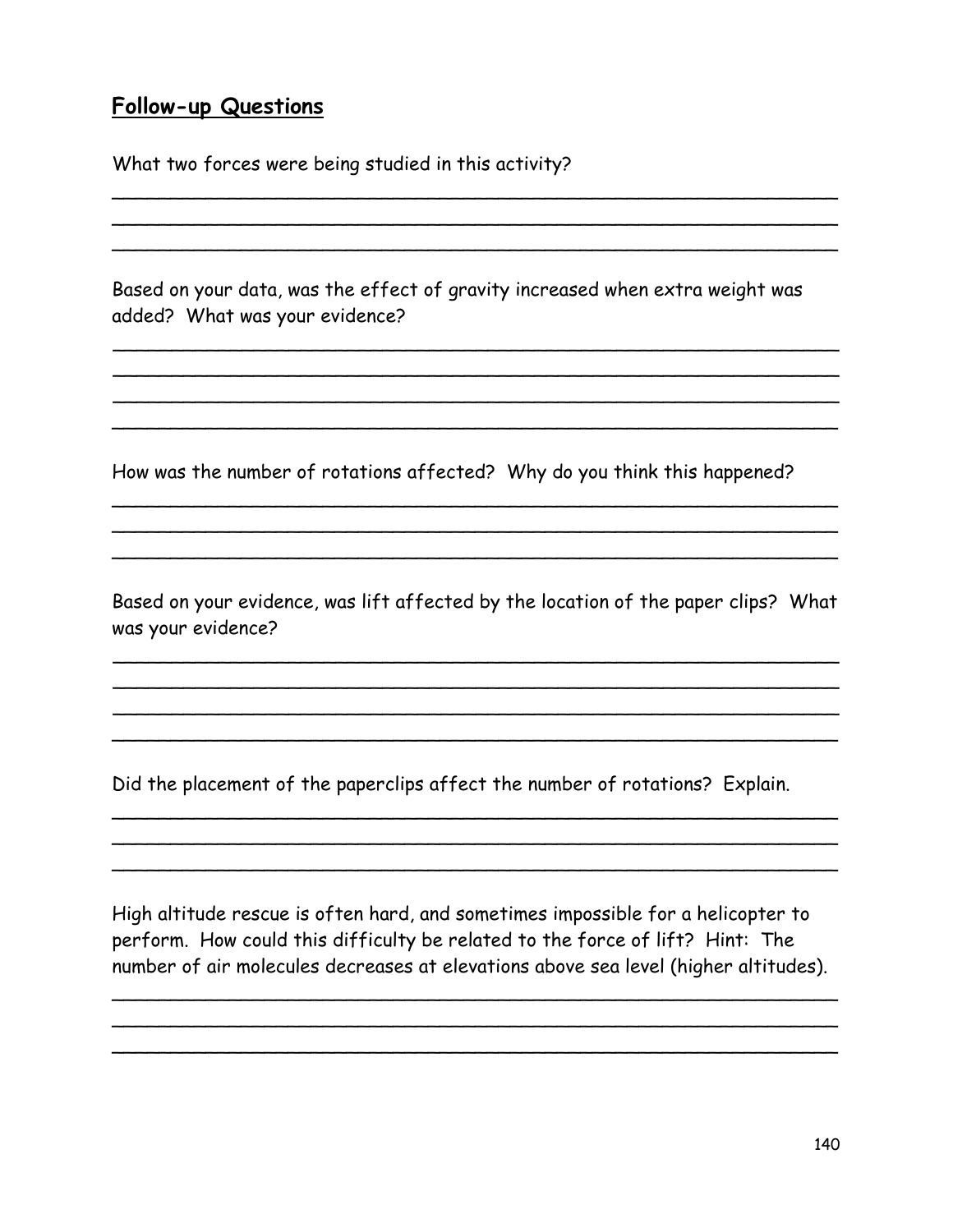## Follow-up Questions

What two forces were being studied in this activity?

Based on your data, was the effect of gravity increased when extra weight was added? What was your evidence?

How was the number of rotations affected? Why do you think this happened?

Based on your evidence, was lift affected by the location of the paper clips? What was your evidence?

Did the placement of the paperclips affect the number of rotations? Explain.

High altitude rescue is often hard, and sometimes impossible for a helicopter to perform. How could this difficulty be related to the force of lift? Hint: The number of air molecules decreases at elevations above sea level (higher altitudes).